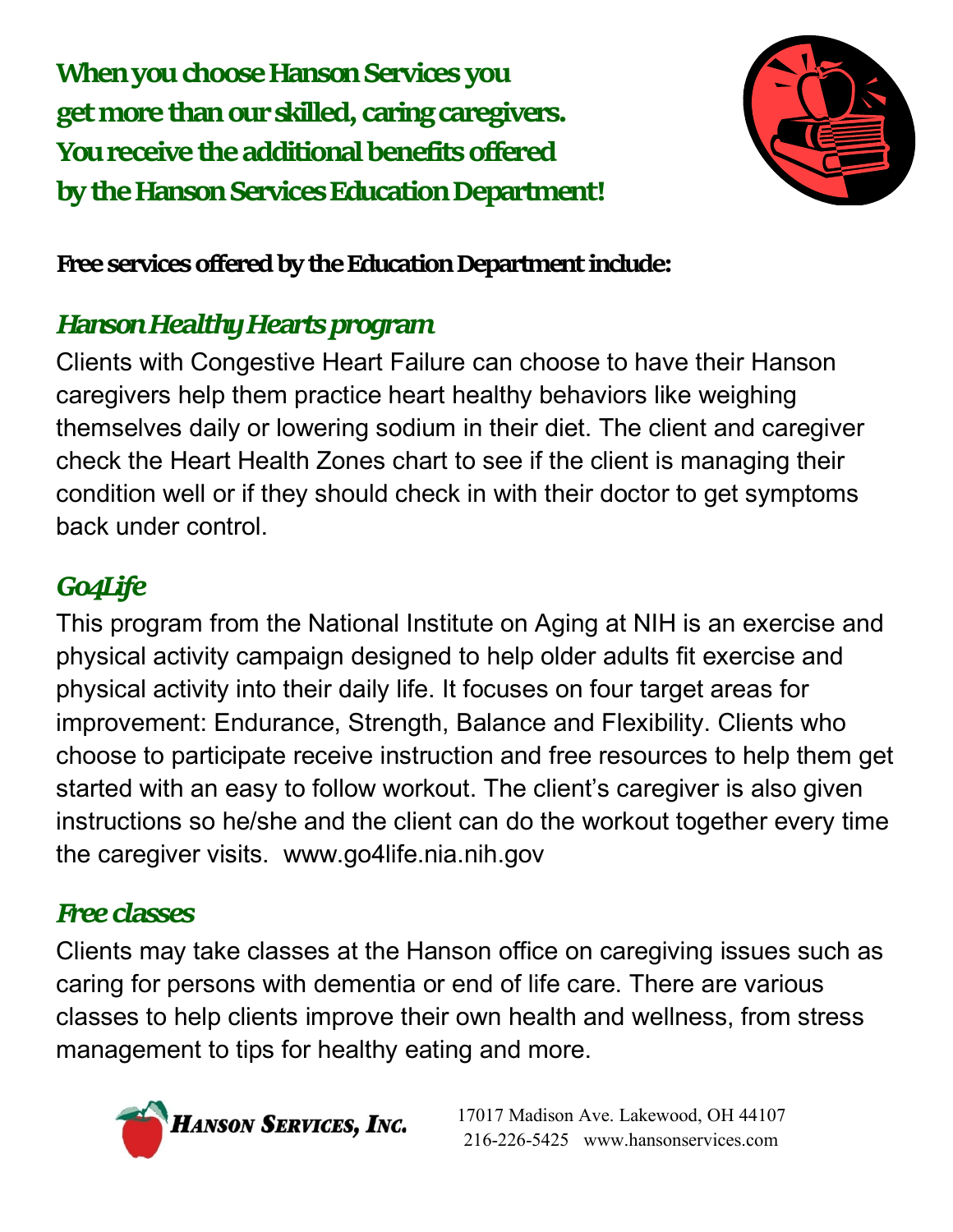# When you choose Hanson Services you get more than our skilled, caring caregivers. You receive the additional benefits offered by the Hanson Services Education Department!

**Free services offered by the Education Department include:**

## *Hanson Healthy Hearts program*

Clients with Congestive Heart Failure can choose to have their Hanson caregivers help them practice heart healthy behaviors like weighing themselves daily or lowering sodium in their diet. The client and caregiver check the Heart Health Zones chart to see if the client is managing their condition well or if they should check in with their doctor to get symptoms back under control.

## *Go4Life*

This program from the National Institute on Aging at NIH is an exercise and physical activity campaign designed to help older adults fit exercise and physical activity into their daily life. It focuses on four target areas for improvement: Endurance, Strength, Balance and Flexibility. Clients who choose to participate receive instruction and free resources to help them get started with an easy to follow workout. The client's caregiver is also given instructions so he/she and the client can do the workout together every time the caregiver visits. www.go4life.nia.nih.gov

## *Free classes*

Clients may take classes at the Hanson office on caregiving issues such as caring for persons with dementia or end of life care. There are various classes to help clients improve their own health and wellness, from stress management to tips for healthy eating and more.

**HANSON SERVICES, INC.**

17017 Madison Ave. Lakewood, OH 44107
216-226-5425 www.hansonservices.com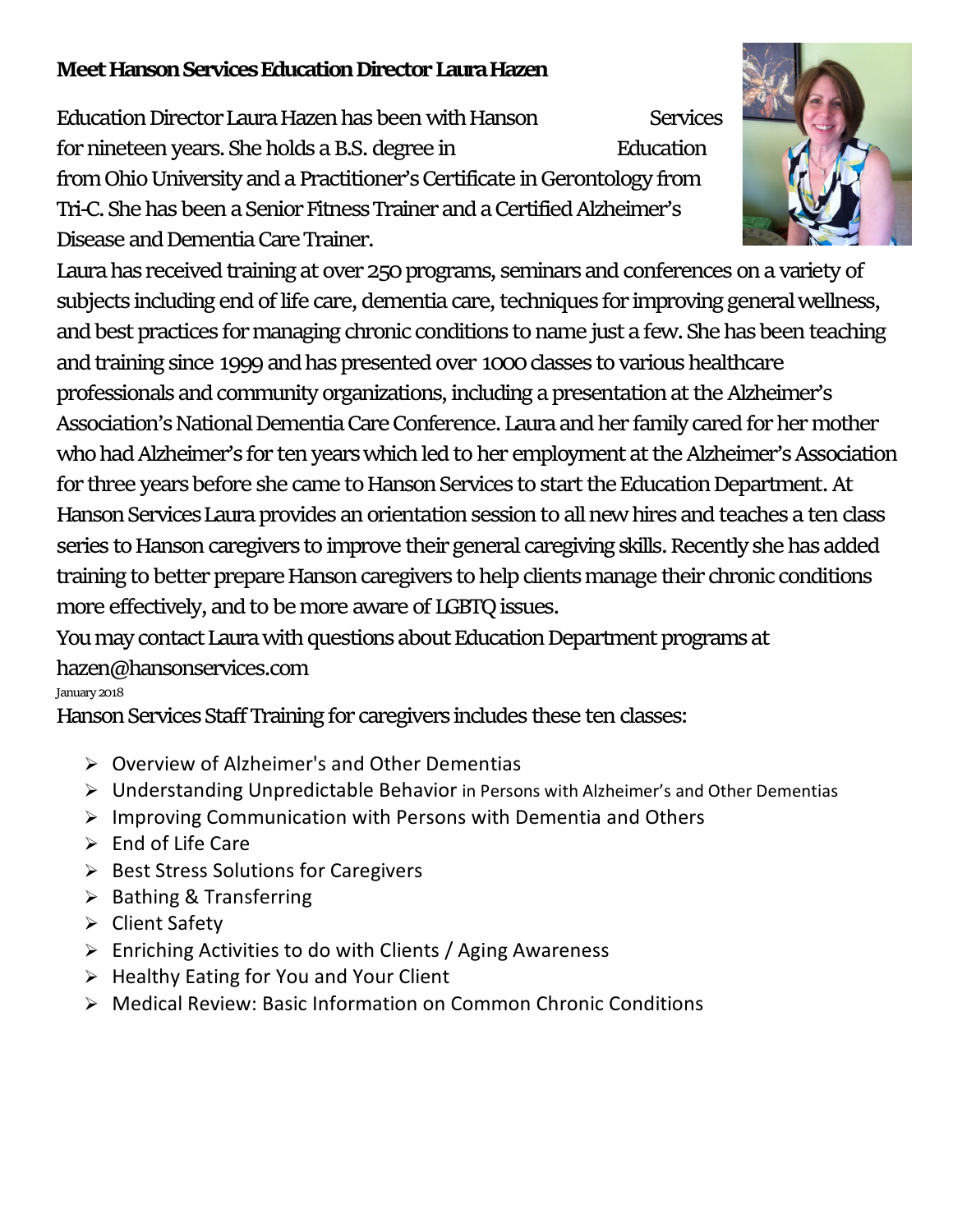**Meet Hanson Services Education Director Laura Hazen**

Education Director Laura Hazen has been with Hanson Services for nineteen years. She holds a B.S. degree in Education from Ohio University and a Practitioner's Certificate in Gerontology from Tri-C. She has been a Senior Fitness Trainer and a Certified Alzheimer's Disease and Dementia Care Trainer.

Laura has received training at over 250 programs, seminars and conferences on a variety of subjects including end of life care, dementia care, techniques for improving general wellness, and best practices for managing chronic conditions to name just a few. She has been teaching and training since 1999 and has presented over 1000 classes to various healthcare professionals and community organizations, including a presentation at the Alzheimer's Association's National Dementia Care Conference. Laura and her family cared for her mother who had Alzheimer's for ten years which led to her employment at the Alzheimer's Association for three years before she came to Hanson Services to start the Education Department. At Hanson Services Laura provides an orientation session to all new hires and teaches a ten class series to Hanson caregivers to improve their general caregiving skills. Recently she has added training to better prepare Hanson caregivers to help clients manage their chronic conditions more effectively, and to be more aware of LGBTQ issues.

You may contact Laura with questions about Education Department programs at hazen@hansonservices.com

January 2018

Hanson Services Staff Training for caregivers includes these ten classes:

- Overview of Alzheimer's and Other Dementias
- Understanding Unpredictable Behavior in Persons with Alzheimer's and Other Dementias
- Improving Communication with Persons with Dementia and Others
- End of Life Care
- Best Stress Solutions for Caregivers
- Bathing & Transferring
- Client Safety
- Enriching Activities to do with Clients / Aging Awareness
- Healthy Eating for You and Your Client
- Medical Review: Basic Information on Common Chronic Conditions